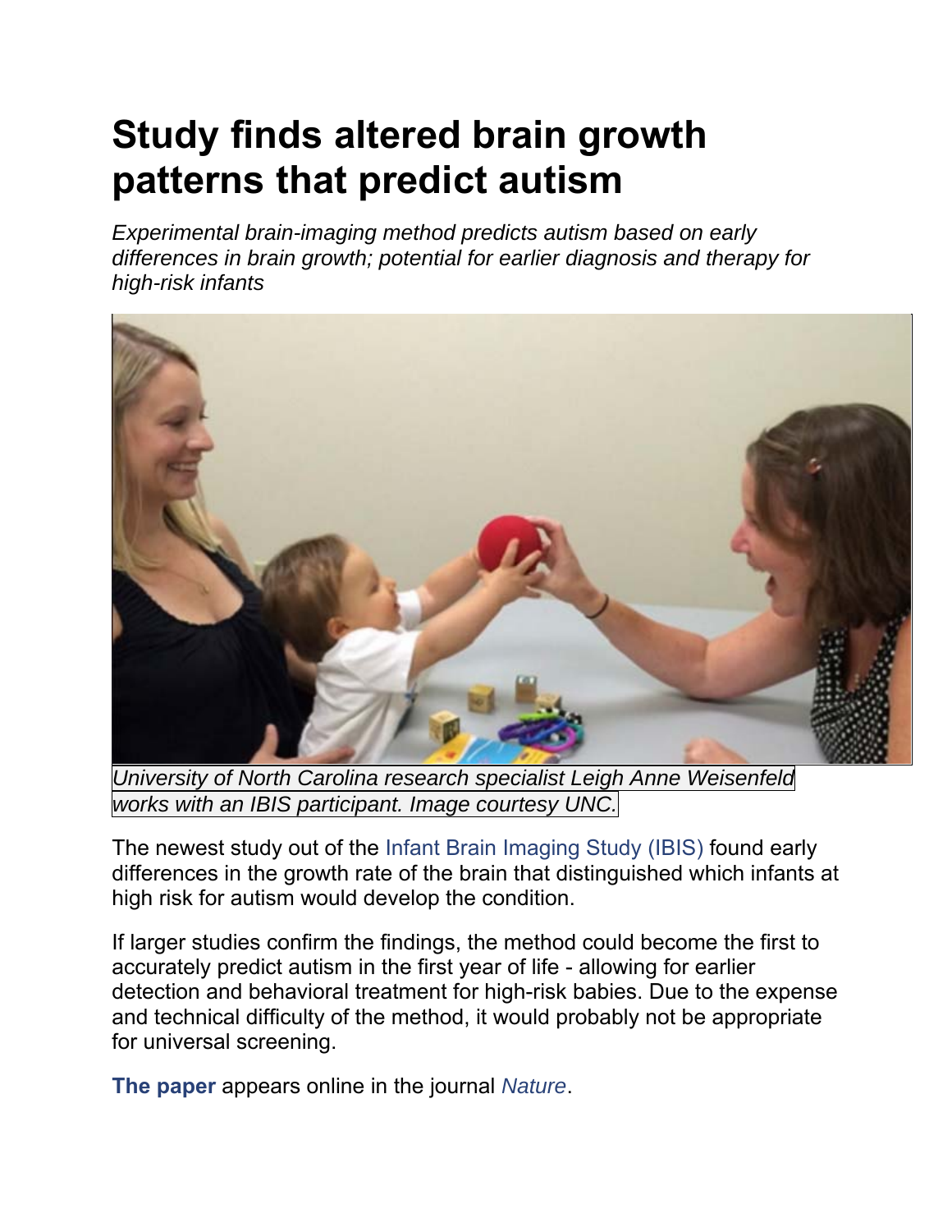# Study finds altered brain growth patterns that predict autism

*Experimental brain-imaging method predicts autism based on early differences in brain growth; potential for earlier diagnosis and therapy for high-risk infants*

*University of North Carolina research specialist Leigh Anne Weisenfeld works with an IBIS participant. Image courtesy UNC.*

The newest study out of the Infant Brain Imaging Study (IBIS) found early differences in the growth rate of the brain that distinguished which infants at high risk for autism would develop the condition.

If larger studies confirm the findings, the method could become the first to accurately predict autism in the first year of life - allowing for earlier detection and behavioral treatment for high-risk babies. Due to the expense and technical difficulty of the method, it would probably not be appropriate for universal screening.

**The paper** appears online in the journal *Nature*.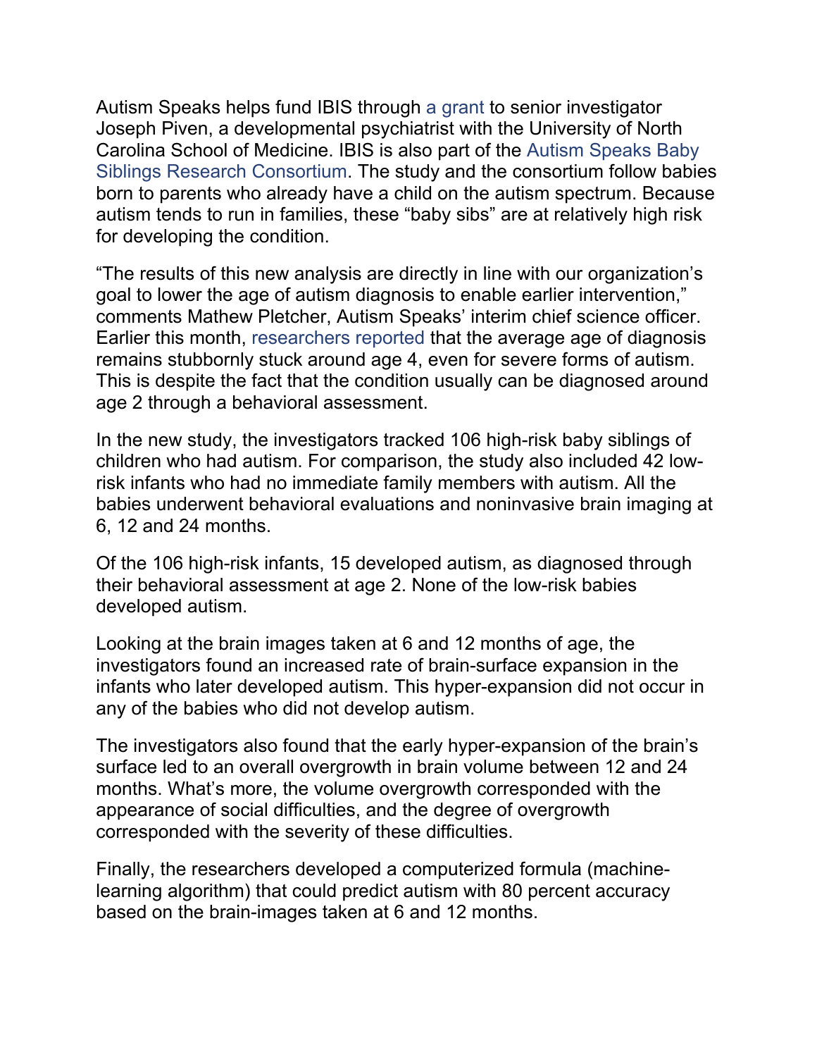Autism Speaks helps fund IBIS through a grant to senior investigator Joseph Piven, a developmental psychiatrist with the University of North Carolina School of Medicine. IBIS is also part of the Autism Speaks Baby Siblings Research Consortium. The study and the consortium follow babies born to parents who already have a child on the autism spectrum. Because autism tends to run in families, these “baby sibs” are at relatively high risk for developing the condition.

“The results of this new analysis are directly in line with our organization’s goal to lower the age of autism diagnosis to enable earlier intervention,” comments Mathew Pletcher, Autism Speaks’ interim chief science officer. Earlier this month, researchers reported that the average age of diagnosis remains stubbornly stuck around age 4, even for severe forms of autism. This is despite the fact that the condition usually can be diagnosed around age 2 through a behavioral assessment.

In the new study, the investigators tracked 106 high-risk baby siblings of children who had autism. For comparison, the study also included 42 low-risk infants who had no immediate family members with autism. All the babies underwent behavioral evaluations and noninvasive brain imaging at 6, 12 and 24 months.

Of the 106 high-risk infants, 15 developed autism, as diagnosed through their behavioral assessment at age 2. None of the low-risk babies developed autism.

Looking at the brain images taken at 6 and 12 months of age, the investigators found an increased rate of brain-surface expansion in the infants who later developed autism. This hyper-expansion did not occur in any of the babies who did not develop autism.

The investigators also found that the early hyper-expansion of the brain’s surface led to an overall overgrowth in brain volume between 12 and 24 months. What’s more, the volume overgrowth corresponded with the appearance of social difficulties, and the degree of overgrowth corresponded with the severity of these difficulties.

Finally, the researchers developed a computerized formula (machine-learning algorithm) that could predict autism with 80 percent accuracy based on the brain-images taken at 6 and 12 months.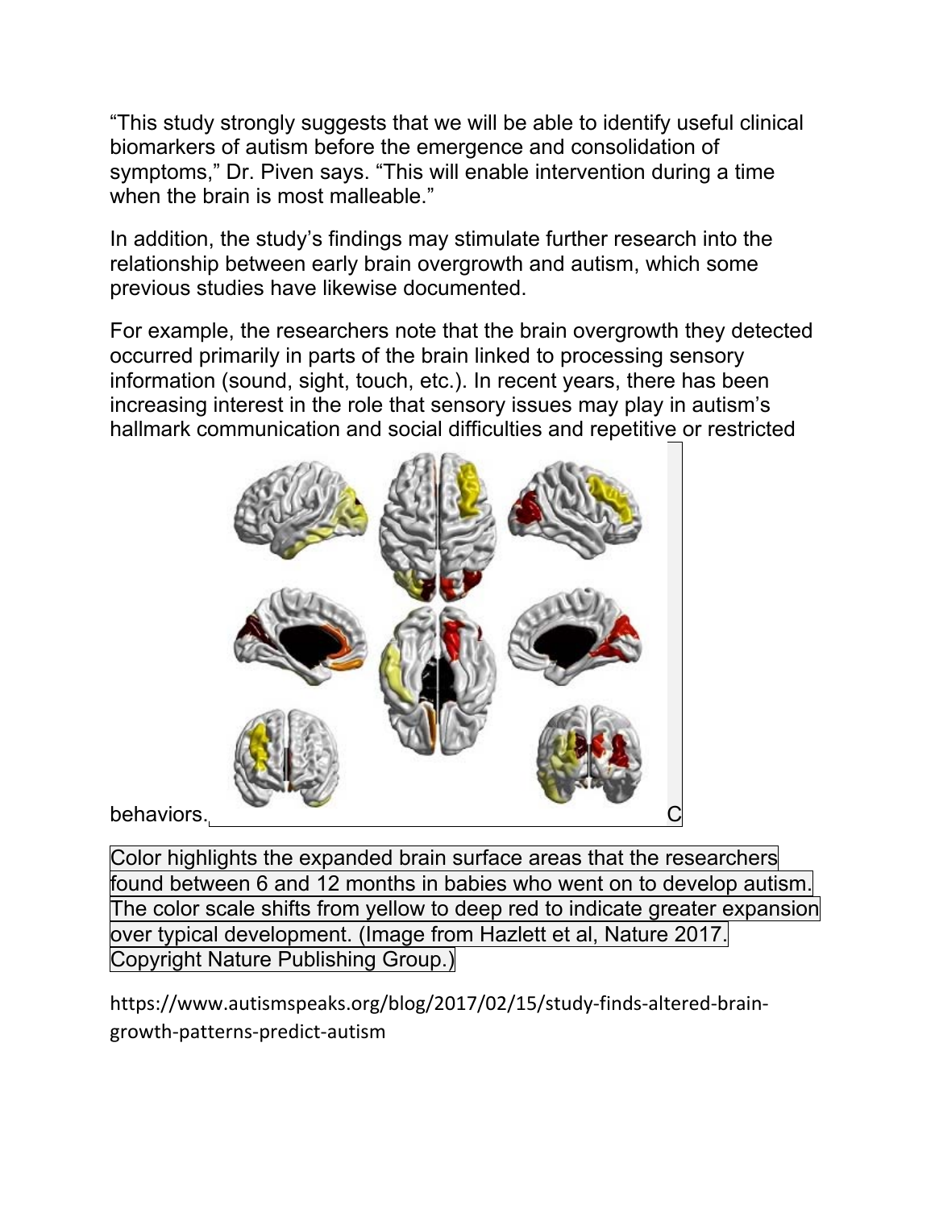"This study strongly suggests that we will be able to identify useful clinical biomarkers of autism before the emergence and consolidation of symptoms," Dr. Piven says. "This will enable intervention during a time when the brain is most malleable."

In addition, the study's findings may stimulate further research into the relationship between early brain overgrowth and autism, which some previous studies have likewise documented.

For example, the researchers note that the brain overgrowth they detected occurred primarily in parts of the brain linked to processing sensory information (sound, sight, touch, etc.). In recent years, there has been increasing interest in the role that sensory issues may play in autism's hallmark communication and social difficulties and repetitive or restricted behaviors. C

Color highlights the expanded brain surface areas that the researchers found between 6 and 12 months in babies who went on to develop autism. The color scale shifts from yellow to deep red to indicate greater expansion over typical development. (Image from Hazlett et al, Nature 2017. Copyright Nature Publishing Group.)

https://www.autismspeaks.org/blog/2017/02/15/study-finds-altered-brain-growth-patterns-predict-autism